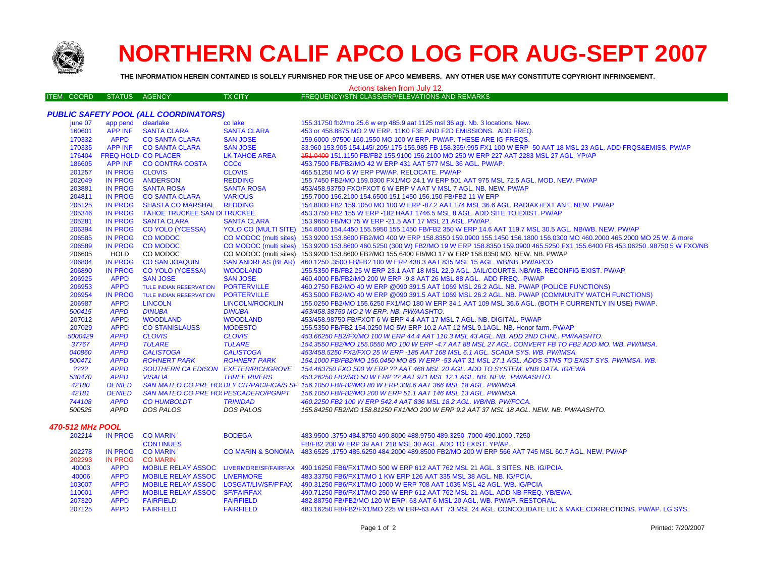# NORTHERN CALIF APCO LOG FOR AUG-SEPT 2007

**THE INFORMATION HEREIN CONTAINED IS SOLELY FURNISHED FOR THE USE OF APCO MEMBERS. ANY OTHER USE MAY CONSTITUTE COPYRIGHT INFRINGEMENT.**

Actions taken from July 12.

| ITEM COORD | STATUS | AGENCY | TX CITY | FREQUENCY/STN CLASS/ERP/ELEVATIONS AND REMARKS |
|---|---|---|---|---|

### *PUBLIC SAFETY POOL (ALL COORDINATORS)*

| ITEM COORD | STATUS | AGENCY | TX CITY | FREQUENCY/STN CLASS/ERP/ELEVATIONS AND REMARKS |
|---|---|---|---|---|
| june 07 | app pend | clearlake | co lake | 155.31750 fb2/mo 25.6 w erp 485.9 aat 1125 msl 36 agl. Nb. 3 locations. New. |
| 160601 | APP INF | SANTA CLARA | SANTA CLARA | 453 or 458.8875 MO 2 W ERP. 11K0 F3E AND F2D EMISSIONS. ADD FREQ. |
| 170332 | APPD | CO SANTA CLARA | SAN JOSE | 159.6000 .97500 160.1550 MO 100 W ERP. PW/AP. THESE ARE IG FREQS. |
| 170335 | APP INF | CO SANTA CLARA | SAN JOSE | 33.960 153.905 154.145/.205/.175 155.985 FB 158.355/.995 FX1 100 W ERP -50 AAT 18 MSL 23 AGL. ADD FRQS&EMISS. PW/AP |
| 176404 | FREQ HOLD | CO PLACER | LK TAHOE AREA | ~~151.0400~~ 151.1150 FB/FB2 155.9100 156.2100 MO 250 W ERP 227 AAT 2283 MSL 27 AGL. YP/AP |
| 186605 | APP INF | CO CONTRA COSTA | CCCo | 453.7500 FB/FB2/MO 42 W ERP 431 AAT 577 MSL 36 AGL. PW/AP. |
| 201257 | IN PROG | CLOVIS | CLOVIS | 465.51250 MO 6 W ERP PW/AP. RELOCATE. PW/AP |
| 202049 | IN PROG | ANDERSON | REDDING | 155.7450 FB2/MO 159.0300 FX1/MO 24.1 W ERP 501 AAT 975 MSL 72.5 AGL. MOD. NEW. PW/AP |
| 203881 | IN PROG | SANTA ROSA | SANTA ROSA | 453/458.93750 FXO/FXOT 6 W ERP V AAT V MSL 7 AGL. NB. NEW. PW/AP |
| 204811 | IN PROG | CO SANTA CLARA | VARIOUS | 155.7000 156.2100 154.6500 151.1450 156.150 FB/FB2 11 W ERP |
| 205125 | IN PROG | SHASTA CO MARSHAL | REDDING | 154.8000 FB2 159.1050 MO 100 W ERP -87.2 AAT 174 MSL 36.6 AGL. RADIAX+EXT ANT. NEW. PW/AP |
| 205346 | IN PROG | TAHOE TRUCKEE SAN DI | TRUCKEE | 453.3750 FB2 155 W ERP -182 HAAT 1746.5 MSL 8 AGL. ADD SITE TO EXIST. PW/AP |
| 205281 | IN PROG | SANTA CLARA | SANTA CLARA | 153.9650 FB/MO 75 W ERP -21.5 AAT 17 MSL 21 AGL. PW/AP. |
| 206394 | IN PROG | CO YOLO (YCESSA) | YOLO CO (MULTI SITE) | 154.8000 154.4450 155.5950 155.1450 FB/FB2 350 W ERP 14.6 AAT 119.7 MSL 30.5 AGL. NB/WB. NEW. PW/AP |
| 206585 | IN PROG | CO MODOC | CO MODOC (multi sites) | 153.9200 153.8600 FB2/MO 400 W ERP 158.8350 159.0900 155.1450 156.1800 156.0300 MO 460.2000 465.2000 MO 25 W. & more |
| 206589 | IN PROG | CO MODOC | CO MODOC (multi sites) | 153.9200 153.8600 460.5250 (300 W) FB2/MO 19 W ERP 158.8350 159.0900 465.5250 FX1 155.6400 FB 453.06250 .98750 5 W FXO/NB |
| 206605 | HOLD | CO MODOC | CO MODOC (multi sites) | 153.9200 153.8600 FB2/MO 155.6400 FB/MO 17 W ERP 158.8350 MO. NEW. NB. PW/AP |
| 206804 | IN PROG | CO SAN JOAQUIN | SAN ANDREAS (BEAR) | 460.1250 .3500 FB/FB2 100 W ERP 438.3 AAT 835 MSL 15 AGL. WB/NB. PW/APCO |
| 206890 | IN PROG | CO YOLO (YCESSA) | WOODLAND | 155.5350 FB/FB2 25 W ERP 23.1 AAT 18 MSL 22.9 AGL. JAIL/COURTS. NB/WB. RECONFIG EXIST. PW/AP |
| 206925 | APPD | SAN JOSE | SAN JOSE | 460.4000 FB/FB2/MO 200 W ERP -9.8 AAT 26 MSL 88 AGL. ADD FREQ. PW/AP |
| 206953 | APPD | TULE INDIAN RESERVATION | PORTERVILLE | 460.2750 FB2/MO 40 W ERP @090 391.5 AAT 1069 MSL 26.2 AGL. NB. PW/AP (POLICE FUNCTIONS) |
| 206954 | IN PROG | TULE INDIAN RESERVATION | PORTERVILLE | 453.5000 FB2/MO 40 W ERP @090 391.5 AAT 1069 MSL 26.2 AGL. NB. PW/AP (COMMUNITY WATCH FUNCTIONS) |
| 206987 | APPD | LINCOLN | LINCOLN/ROCKLIN | 155.0250 FB2/MO 155.6250 FX1/MO 180 W ERP 34.1 AAT 109 MSL 36.6 AGL. (BOTH F CURRENTLY IN USE) PW/AP. |
| *500415* | *APPD* | *DINUBA* | *DINUBA* | *453/458.38750 MO 2 W ERP. NB. PW/AASHTO.* |
| 207012 | APPD | WOODLAND | WOODLAND | 453/458.98750 FB/FXOT 6 W ERP 4.4 AAT 17 MSL 7 AGL. NB. DIGITAL. PW/AP |
| 207029 | APPD | CO STANISLAUSS | MODESTO | 155.5350 FB/FB2 154.0250 MO 5W ERP 10.2 AAT 12 MSL 9.1AGL. NB. Honor farm. PW/AP |
| *5000429* | *APPD* | *CLOVIS* | *CLOVIS* | *453.66250 FB2/FX/MO 100 W ERP 44.4 AAT 110.3 MSL 43 AGL. NB. ADD 2ND CHNL. PW/AASHTO.* |
| *37767* | *APPD* | *TULARE* | *TULARE* | *154.3550 FB2/MO 155.0550 MO 100 W ERP -4.7 AAT 88 MSL 27 AGL. CONVERT FB TO FB2 ADD MO. WB. PW/IMSA.* |
| *040860* | *APPD* | *CALISTOGA* | *CALISTOGA* | *453/458.5250 FX2/FXO 25 W ERP -185 AAT 168 MSL 6.1 AGL. SCADA SYS. WB. PW/IMSA.* |
| *500471* | *APPD* | *ROHNERT PARK* | *ROHNERT PARK* | *154.1000 FB/FB2/MO 156.0450 MO 85 W ERP -53 AAT 31 MSL 27.1 AGL. ADDS STNS TO EXIST SYS. PW/IMSA. WB.* |
| *????* | *APPD* | *SOUTHERN CA EDISON* | *EXETER/RICHGROVE* | *154.463750 FXO 500 W ERP ?? AAT 468 MSL 20 AGL. ADD TO SYSTEM. VNB DATA. IG/EWA* |
| *530470* | *APPD* | *VISALIA* | *THREE RIVERS* | *453.26250 FB2/MO 50 W ERP ?? AAT 971 MSL 12.1 AGL. NB. NEW. PW/AASHTO.* |
| *42180* | *DENIED* | *SAN MATEO CO PRE HO:* | *DLY CIT/PACIFICA/S SF* | *156.1050 FB/FB2/MO 80 W ERP 338.6 AAT 366 MSL 18 AGL. PW/IMSA.* |
| *42181* | *DENIED* | *SAN MATEO CO PRE HO:* | *PESCADERO/PGNPT* | *156.1050 FB/FB2/MO 200 W ERP 51.1 AAT 146 MSL 13 AGL. PW/IMSA.* |
| *744108* | *APPD* | *CO HUMBOLDT* | *TRINIDAD* | *460.2250 FB2 100 W ERP 542.4 AAT 836 MSL 18.2 AGL. WB/NB. PW/FCCA.* |
| *500525* | *APPD* | *DOS PALOS* | *DOS PALOS* | *155.84250 FB2/MO 158.81250 FX1/MO 200 W ERP 9.2 AAT 37 MSL 18 AGL. NEW. NB. PW/AASHTO.* |

### *470-512 MHz POOL*

| ITEM COORD | STATUS | AGENCY | TX CITY | FREQUENCY/STN CLASS/ERP/ELEVATIONS AND REMARKS |
|---|---|---|---|---|
| 202214 | IN PROG | CO MARIN | BODEGA | 483.9500 .3750 484.8750 490.8000 488.9750 489.3250 .7000 490.1000 .7250 |
| | | CONTINUES | | FB/FB2 200 W ERP 39 AAT 218 MSL 30 AGL. ADD TO EXIST. YP/AP. |
| 202278 | IN PROG | CO MARIN | CO MARIN & SONOMA | 483.6525 .1750 485.6250 484.2000 489.8500 FB2/MO 200 W ERP 566 AAT 745 MSL 60.7 AGL. NEW. PW/AP |
| 202293 | IN PROG | CO MARIN | | |
| 40003 | APPD | MOBILE RELAY ASSOC | LIVERMORE/SF/FAIRFAX | 490.16250 FB6/FX1T/MO 500 W ERP 612 AAT 762 MSL 21 AGL. 3 SITES. NB. IG/PCIA. |
| 40006 | APPD | MOBILE RELAY ASSOC | LIVERMORE | 483.33750 FB6/FX1T/MO 1 KW ERP 126 AAT 335 MSL 38 AGL. NB. IG/PCIA. |
| 103007 | APPD | MOBILE RELAY ASSOC | LOSGAT/LIV/SF/F'FAX | 490.31250 FB6/FX1T/MO 1000 W ERP 708 AAT 1035 MSL 42 AGL. WB. IG/PCIA |
| 110001 | APPD | MOBILE RELAY ASSOC | SF/FAIRFAX | 490.71250 FB6/FX1T/MO 250 W ERP 612 AAT 762 MSL 21 AGL. ADD NB FREQ. YB/EWA. |
| 207320 | APPD | FAIRFIELD | FAIRFIELD | 482.88750 FB/FB2/MO 120 W ERP -63 AAT 6 MSL 20 AGL. WB. PW/AP. RESTORAL. |
| 207125 | APPD | FAIRFIELD | FAIRFIELD | 483.16250 FB/FB2/FX1/MO 225 W ERP-63 AAT 73 MSL 24 AGL. CONCOLIDATE LIC & MAKE CORRECTIONS. PW/AP. LG SYS. |

Printed: 7/20/2007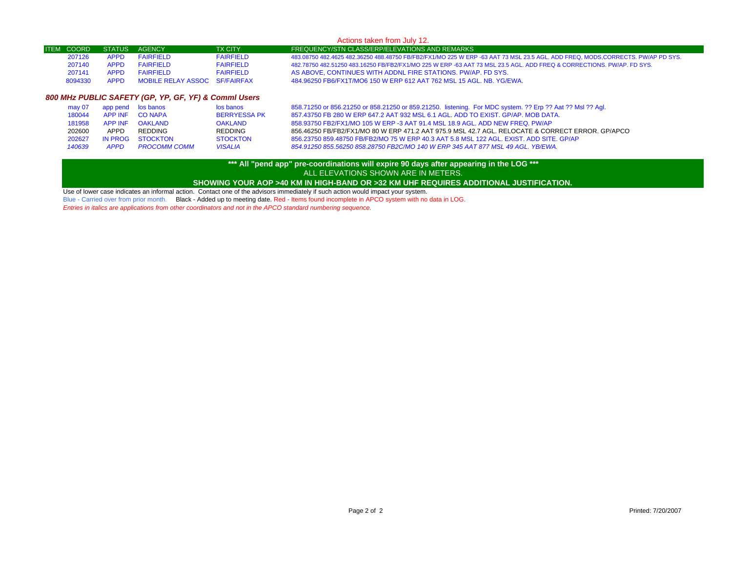Actions taken from July 12.

| ITEM | COORD | STATUS | AGENCY | TX CITY | FREQUENCY/STN CLASS/ERP/ELEVATIONS AND REMARKS |
|---|---|---|---|---|---|
| | 207126 | APPD | FAIRFIELD | FAIRFIELD | 483.08750 482.4625 482.36250 488.48750 FB/FB2/FX1/MO 225 W ERP -63 AAT 73 MSL 23.5 AGL. ADD FREQ, MODS,CORRECTS. PW/AP PD SYS. |
| | 207140 | APPD | FAIRFIELD | FAIRFIELD | 482.78750 482.51250 483.16250 FB/FB2/FX1/MO 225 W ERP -63 AAT 73 MSL 23.5 AGL. ADD FREQ & CORRECTIONS. PW/AP. FD SYS. |
| | 207141 | APPD | FAIRFIELD | FAIRFIELD | AS ABOVE, CONTINUES WITH ADDNL FIRE STATIONS. PW/AP. FD SYS. |
| | 8094330 | APPD | MOBILE RELAY ASSOC | SF/FAIRFAX | 484.96250 FB6/FX1T/MO6 150 W ERP 612 AAT 762 MSL 15 AGL. NB. YG/EWA. |

### *800 MHz PUBLIC SAFETY (GP, YP, GF, YF) & Comml Users*

| ITEM | COORD | STATUS | AGENCY | TX CITY | FREQUENCY/STN CLASS/ERP/ELEVATIONS AND REMARKS |
|---|---|---|---|---|---|
| | may 07 | app pend | los banos | los banos | 858.71250 or 856.21250 or 858.21250 or 859.21250. listening. For MDC system. ?? Erp ?? Aat ?? Msl ?? Agl. |
| | 180044 | APP INF | CO NAPA | BERRYESSA PK | 857.43750 FB 280 W ERP 647.2 AAT 932 MSL 6.1 AGL. ADD TO EXIST. GP/AP. MOB DATA. |
| | 181958 | APP INF | OAKLAND | OAKLAND | 858.93750 FB2/FX1/MO 105 W ERP -3 AAT 91.4 MSL 18.9 AGL. ADD NEW FREQ. PW/AP |
| | 202600 | APPD | REDDING | REDDING | 856.46250 FB/FB2/FX1/MO 80 W ERP 471.2 AAT 975.9 MSL 42.7 AGL. RELOCATE & CORRECT ERROR. GP/APCO |
| | 202627 | IN PROG | STOCKTON | STOCKTON | 856.23750 859.48750 FB/FB2/MO 75 W ERP 40.3 AAT 5.8 MSL 122 AGL. EXIST. ADD SITE. GP/AP |
| | *140639* | *APPD* | *PROCOMM COMM* | *VISALIA* | *854.91250 855.56250 858.28750 FB2C/MO 140 W ERP 345 AAT 877 MSL 49 AGL. YB/EWA.* |

**\*\*\* All "pend app" pre-coordinations will expire 90 days after appearing in the LOG \*\*\***

ALL ELEVATIONS SHOWN ARE IN METERS.

**SHOWING YOUR AOP >40 KM IN HIGH-BAND OR >32 KM UHF REQUIRES ADDITIONAL JUSTIFICATION.**

Use of lower case indicates an informal action. Contact one of the advisors immediately if such action would impact your system.

Blue - Carried over from prior month. Black - Added up to meeting date. Red - Items found incomplete in APCO system with no data in LOG.

*Entries in italics are applications from other coordinators and not in the APCO standard numbering sequence.*

Printed: 7/20/2007